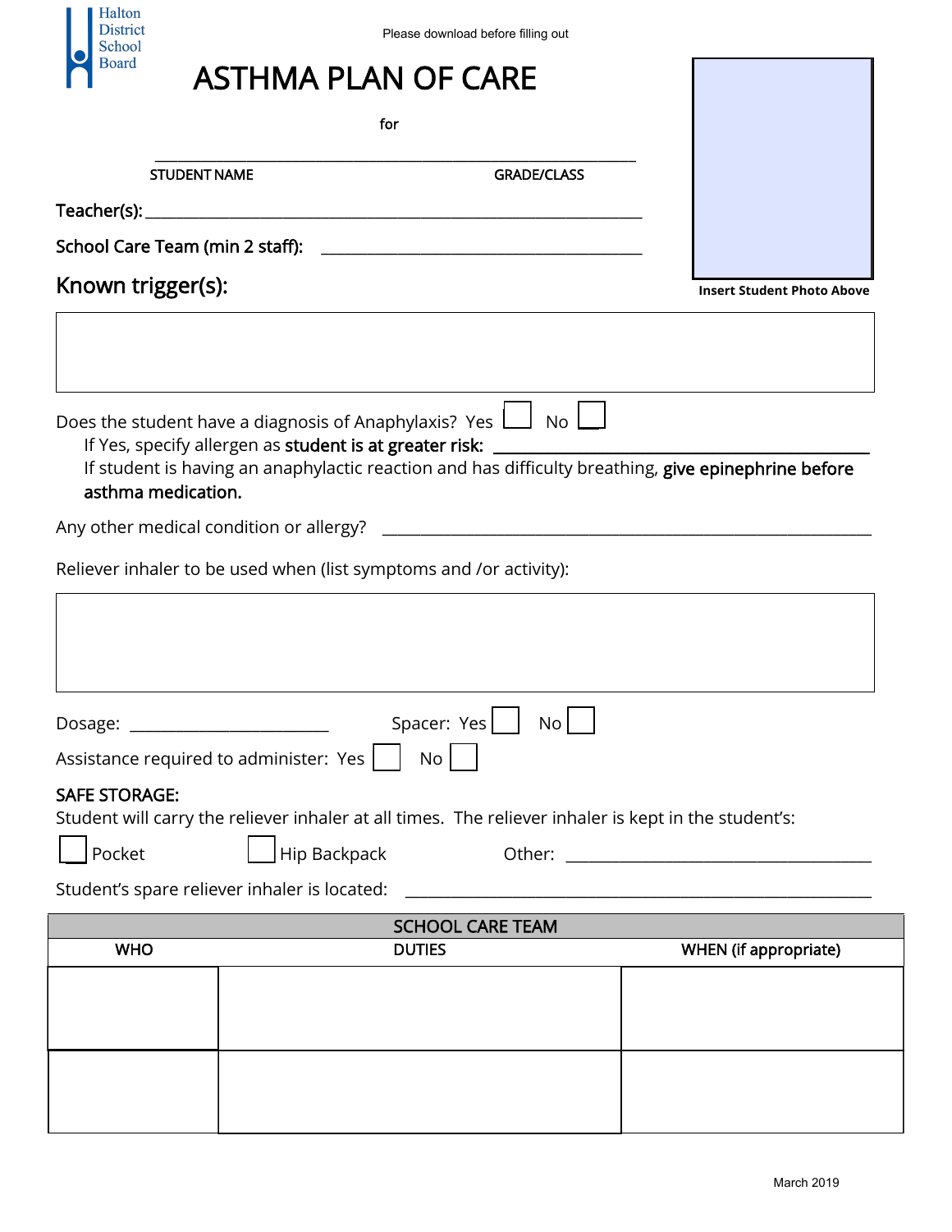Halton District School Board

Please download before filling out

# ASTHMA PLAN OF CARE

for

_______________________________________________

STUDENT NAME GRADE/CLASS

**Teacher(s):** _______________________________________________

**School Care Team (min 2 staff):** _______________________________

Insert Student Photo Above

## Known trigger(s):

| |
|---|
| |

Does the student have a diagnosis of Anaphylaxis? Yes ☐ No ☐

If Yes, specify allergen as **student is at greater risk:** _______________________________

If student is having an anaphylactic reaction and has difficulty breathing, **give epinephrine before asthma medication.**

Any other medical condition or allergy? _______________________________________________

Reliever inhaler to be used when (list symptoms and /or activity):

| |
|---|
| |

Dosage: ____________________ Spacer: Yes ☐ No ☐

Assistance required to administer: Yes ☐ No ☐

**SAFE STORAGE:**

Student will carry the reliever inhaler at all times. The reliever inhaler is kept in the student's:

☐ Pocket ☐ Hip Backpack Other: ______________________________

Student's spare reliever inhaler is located: _______________________________________________

| SCHOOL CARE TEAM | | |
|---|---|---|
| **WHO** | **DUTIES** | **WHEN (if appropriate)** |
| | | |
| | | |

March 2019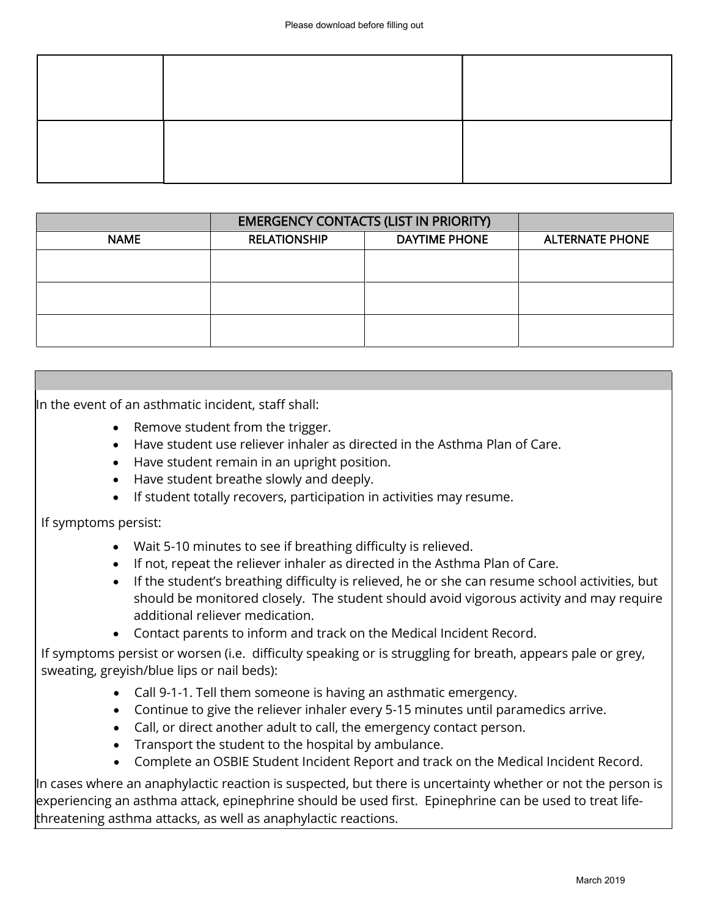| | | |
|---|---|---|
| | | |
| | | |

| | EMERGENCY CONTACTS (LIST IN PRIORITY) | | |
|---|---|---|---|
| NAME | RELATIONSHIP | DAYTIME PHONE | ALTERNATE PHONE |
| | | | |
| | | | |
| | | | |

In the event of an asthmatic incident, staff shall:

- Remove student from the trigger.
- Have student use reliever inhaler as directed in the Asthma Plan of Care.
- Have student remain in an upright position.
- Have student breathe slowly and deeply.
- If student totally recovers, participation in activities may resume.

If symptoms persist:

- Wait 5-10 minutes to see if breathing difficulty is relieved.
- If not, repeat the reliever inhaler as directed in the Asthma Plan of Care.
- If the student's breathing difficulty is relieved, he or she can resume school activities, but should be monitored closely. The student should avoid vigorous activity and may require additional reliever medication.
- Contact parents to inform and track on the Medical Incident Record.

If symptoms persist or worsen (i.e. difficulty speaking or is struggling for breath, appears pale or grey, sweating, greyish/blue lips or nail beds):

- Call 9-1-1. Tell them someone is having an asthmatic emergency.
- Continue to give the reliever inhaler every 5-15 minutes until paramedics arrive.
- Call, or direct another adult to call, the emergency contact person.
- Transport the student to the hospital by ambulance.
- Complete an OSBIE Student Incident Report and track on the Medical Incident Record.

In cases where an anaphylactic reaction is suspected, but there is uncertainty whether or not the person is experiencing an asthma attack, epinephrine should be used first. Epinephrine can be used to treat life-threatening asthma attacks, as well as anaphylactic reactions.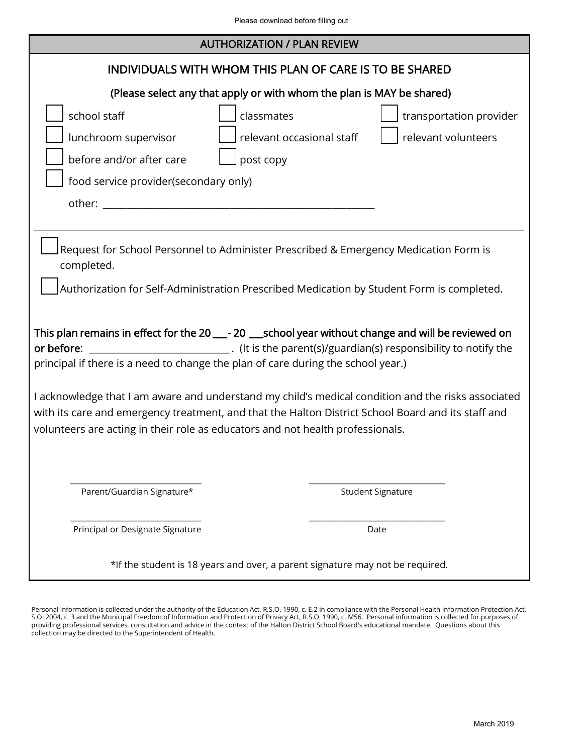Please download before filling out

## AUTHORIZATION / PLAN REVIEW

### INDIVIDUALS WITH WHOM THIS PLAN OF CARE IS TO BE SHARED

**(Please select any that apply or with whom the plan is MAY be shared)**

- ☐ school staff
- ☐ classmates
- ☐ transportation provider
- ☐ lunchroom supervisor
- ☐ relevant occasional staff
- ☐ relevant volunteers
- ☐ before and/or after care
- ☐ post copy
- ☐ food service provider(secondary only)

other: _______________________________________________________

---

☐ Request for School Personnel to Administer Prescribed & Emergency Medication Form is completed.

☐ Authorization for Self-Administration Prescribed Medication by Student Form is completed.

**This plan remains in effect for the 20 ___- 20 ___school year without change and will be reviewed on or before**: _____________________________ . (It is the parent(s)/guardian(s) responsibility to notify the principal if there is a need to change the plan of care during the school year.)

I acknowledge that I am aware and understand my child's medical condition and the risks associated with its care and emergency treatment, and that the Halton District School Board and its staff and volunteers are acting in their role as educators and not health professionals.

| | |
|---|---|
| ______________________________ Parent/Guardian Signature* | ______________________________ Student Signature |
| ______________________________ Principal or Designate Signature | ______________________________ Date |

*If the student is 18 years and over, a parent signature may not be required.

Personal information is collected under the authority of the Education Act, R.S.O. 1990, c. E.2 in compliance with the Personal Health Information Protection Act, S.O. 2004, c. 3 and the Municipal Freedom of Information and Protection of Privacy Act, R.S.O. 1990, c. M56. Personal information is collected for purposes of providing professional services, consultation and advice in the context of the Halton District School Board's educational mandate. Questions about this collection may be directed to the Superintendent of Health.

March 2019